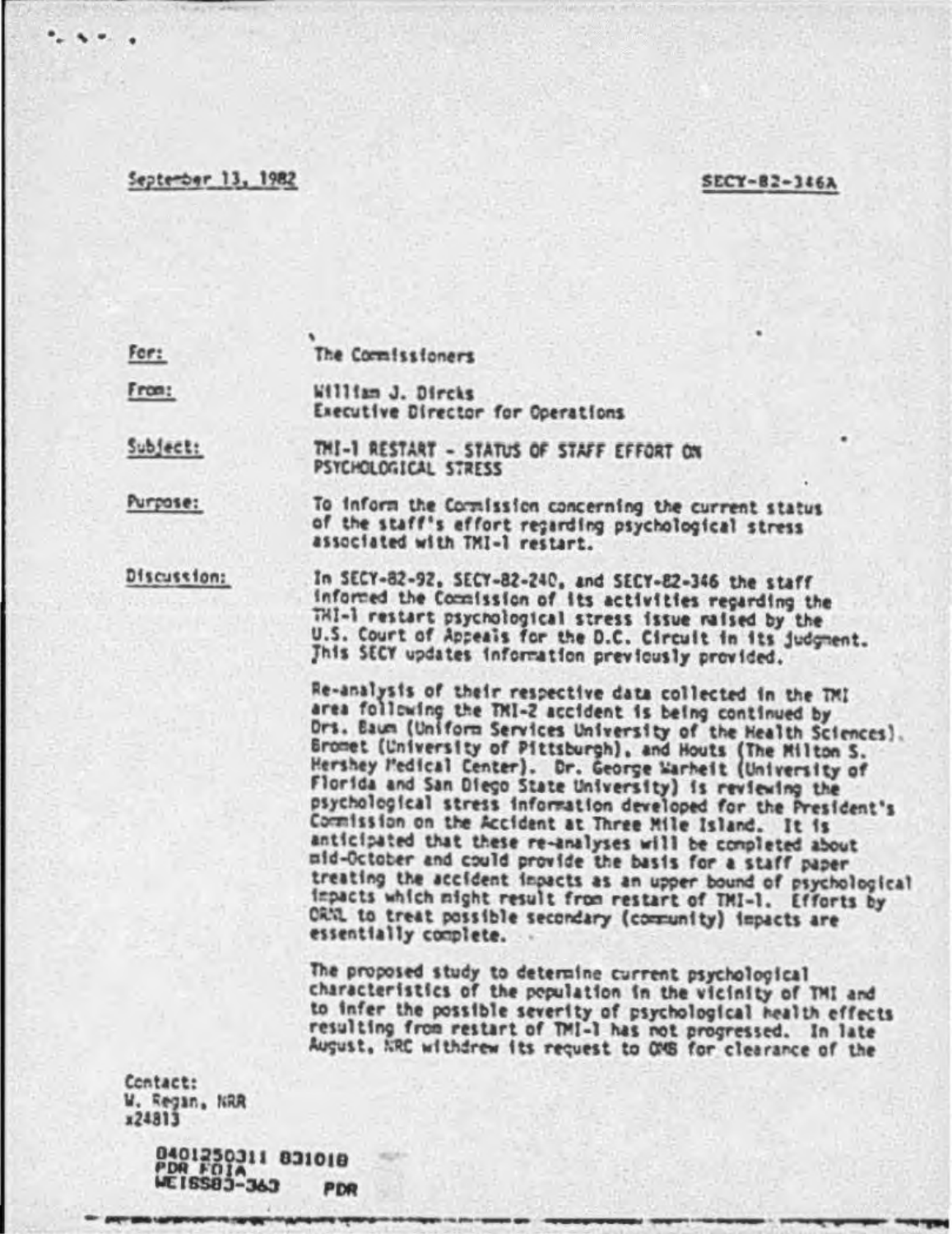September 13, 1982 SECY-82-346A

**For:** The Commissioners

**From:** William J. Dircks
Executive Director for Operations

**Subject:** TMI-1 RESTART - STATUS OF STAFF EFFORT ON PSYCHOLOGICAL STRESS

**Purpose:** To inform the Commission concerning the current status of the staff's effort regarding psychological stress associated with TMI-1 restart.

**Discussion:** In SECY-82-92, SECY-82-240, and SECY-82-346 the staff informed the Commission of its activities regarding the TMI-1 restart psychological stress issue raised by the U.S. Court of Appeals for the D.C. Circuit in its judgment. This SECY updates information previously provided.

Re-analysis of their respective data collected in the TMI area following the TMI-2 accident is being continued by Drs. Baum (Uniform Services University of the Health Sciences), Bromet (University of Pittsburgh), and Houts (The Milton S. Hershey Medical Center). Dr. George Warheit (University of Florida and San Diego State University) is reviewing the psychological stress information developed for the President's Commission on the Accident at Three Mile Island. It is anticipated that these re-analyses will be completed about mid-October and could provide the basis for a staff paper treating the accident impacts as an upper bound of psychological impacts which might result from restart of TMI-1. Efforts by ORNL to treat possible secondary (community) impacts are essentially complete.

The proposed study to determine current psychological characteristics of the population in the vicinity of TMI and to infer the possible severity of psychological health effects resulting from restart of TMI-1 has not progressed. In late August, NRC withdrew its request to OMB for clearance of the

Contact:
W. Regan, NRR
x24813

8401250311 831018
PDR FOIA
WEISS83-363 PDR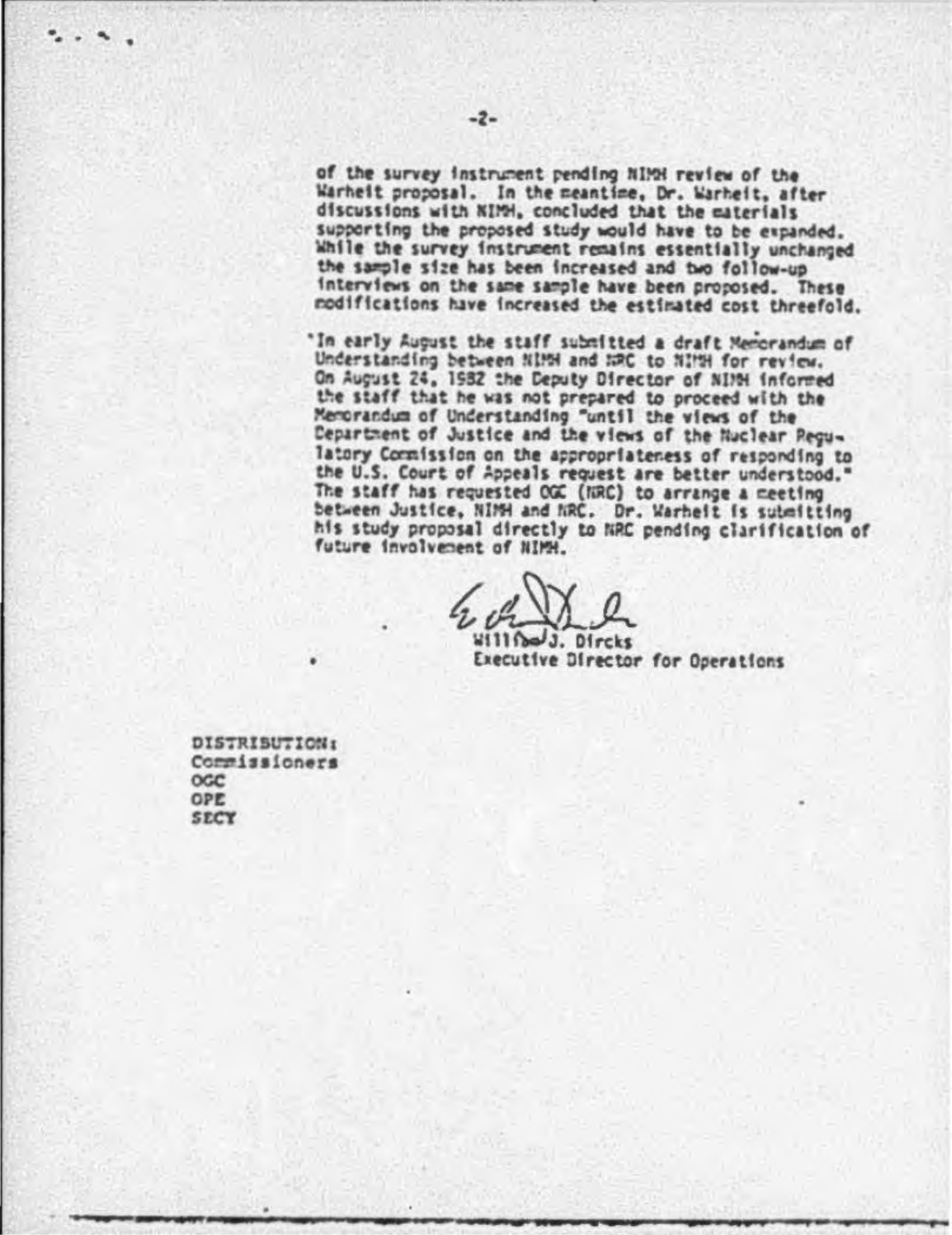of the survey instrument pending NIMH review of the Warheit proposal. In the meantime, Dr. Warheit, after discussions with NIMH, concluded that the materials supporting the proposed study would have to be expanded. While the survey instrument remains essentially unchanged the sample size has been increased and two follow-up interviews on the same sample have been proposed. These modifications have increased the estimated cost threefold.

In early August the staff submitted a draft Memorandum of Understanding between NIMH and NRC to NIMH for review. On August 24, 1982 the Deputy Director of NIMH informed the staff that he was not prepared to proceed with the Memorandum of Understanding "until the views of the Department of Justice and the views of the Nuclear Regulatory Commission on the appropriateness of responding to the U.S. Court of Appeals request are better understood." The staff has requested OGC (NRC) to arrange a meeting between Justice, NIMH and NRC. Dr. Warheit is submitting his study proposal directly to NRC pending clarification of future involvement of NIMH.

William J. Dircks
Executive Director for Operations

DISTRIBUTION:
Commissioners
OGC
OPE
SECY